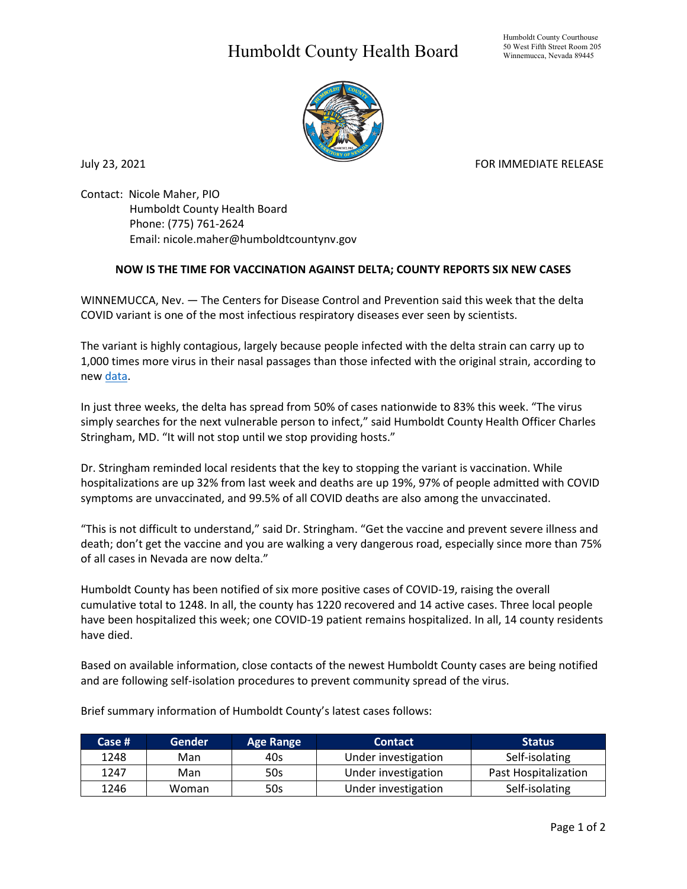# Humboldt County Health Board

Humboldt County Courthouse
50 West Fifth Street Room 205
Winnemucca, Nevada 89445

July 23, 2021

FOR IMMEDIATE RELEASE

Contact: Nicole Maher, PIO
Humboldt County Health Board
Phone: (775) 761-2624
Email: nicole.maher@humboldtcountynv.gov

**NOW IS THE TIME FOR VACCINATION AGAINST DELTA; COUNTY REPORTS SIX NEW CASES**

WINNEMUCCA, Nev. — The Centers for Disease Control and Prevention said this week that the delta COVID variant is one of the most infectious respiratory diseases ever seen by scientists.

The variant is highly contagious, largely because people infected with the delta strain can carry up to 1,000 times more virus in their nasal passages than those infected with the original strain, according to new data.

In just three weeks, the delta has spread from 50% of cases nationwide to 83% this week. "The virus simply searches for the next vulnerable person to infect," said Humboldt County Health Officer Charles Stringham, MD. "It will not stop until we stop providing hosts."

Dr. Stringham reminded local residents that the key to stopping the variant is vaccination. While hospitalizations are up 32% from last week and deaths are up 19%, 97% of people admitted with COVID symptoms are unvaccinated, and 99.5% of all COVID deaths are also among the unvaccinated.

"This is not difficult to understand," said Dr. Stringham. "Get the vaccine and prevent severe illness and death; don't get the vaccine and you are walking a very dangerous road, especially since more than 75% of all cases in Nevada are now delta."

Humboldt County has been notified of six more positive cases of COVID-19, raising the overall cumulative total to 1248. In all, the county has 1220 recovered and 14 active cases. Three local people have been hospitalized this week; one COVID-19 patient remains hospitalized. In all, 14 county residents have died.

Based on available information, close contacts of the newest Humboldt County cases are being notified and are following self-isolation procedures to prevent community spread of the virus.

Brief summary information of Humboldt County's latest cases follows:

| Case # | Gender | Age Range | Contact | Status |
|---|---|---|---|---|
| 1248 | Man | 40s | Under investigation | Self-isolating |
| 1247 | Man | 50s | Under investigation | Past Hospitalization |
| 1246 | Woman | 50s | Under investigation | Self-isolating |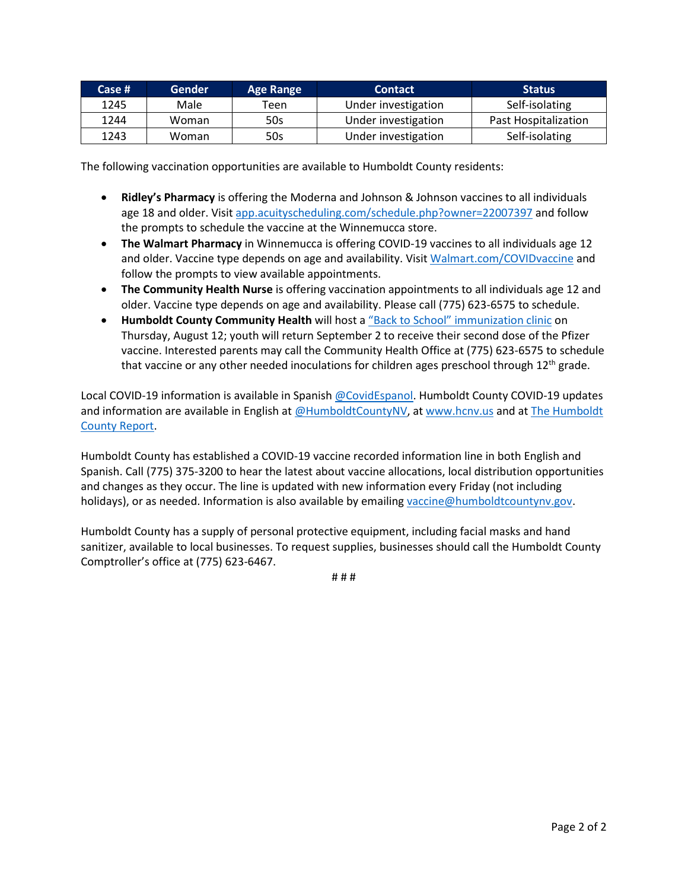| Case # | Gender | Age Range | Contact | Status |
|---|---|---|---|---|
| 1245 | Male | Teen | Under investigation | Self-isolating |
| 1244 | Woman | 50s | Under investigation | Past Hospitalization |
| 1243 | Woman | 50s | Under investigation | Self-isolating |

The following vaccination opportunities are available to Humboldt County residents:

- **Ridley's Pharmacy** is offering the Moderna and Johnson & Johnson vaccines to all individuals age 18 and older. Visit app.acuityscheduling.com/schedule.php?owner=22007397 and follow the prompts to schedule the vaccine at the Winnemucca store.
- **The Walmart Pharmacy** in Winnemucca is offering COVID-19 vaccines to all individuals age 12 and older. Vaccine type depends on age and availability. Visit Walmart.com/COVIDvaccine and follow the prompts to view available appointments.
- **The Community Health Nurse** is offering vaccination appointments to all individuals age 12 and older. Vaccine type depends on age and availability. Please call (775) 623-6575 to schedule.
- **Humboldt County Community Health** will host a "Back to School" immunization clinic on Thursday, August 12; youth will return September 2 to receive their second dose of the Pfizer vaccine. Interested parents may call the Community Health Office at (775) 623-6575 to schedule that vaccine or any other needed inoculations for children ages preschool through 12th grade.

Local COVID-19 information is available in Spanish @CovidEspanol. Humboldt County COVID-19 updates and information are available in English at @HumboldtCountyNV, at www.hcnv.us and at The Humboldt County Report.

Humboldt County has established a COVID-19 vaccine recorded information line in both English and Spanish. Call (775) 375-3200 to hear the latest about vaccine allocations, local distribution opportunities and changes as they occur. The line is updated with new information every Friday (not including holidays), or as needed. Information is also available by emailing vaccine@humboldtcountynv.gov.

Humboldt County has a supply of personal protective equipment, including facial masks and hand sanitizer, available to local businesses. To request supplies, businesses should call the Humboldt County Comptroller's office at (775) 623-6467.

# # #